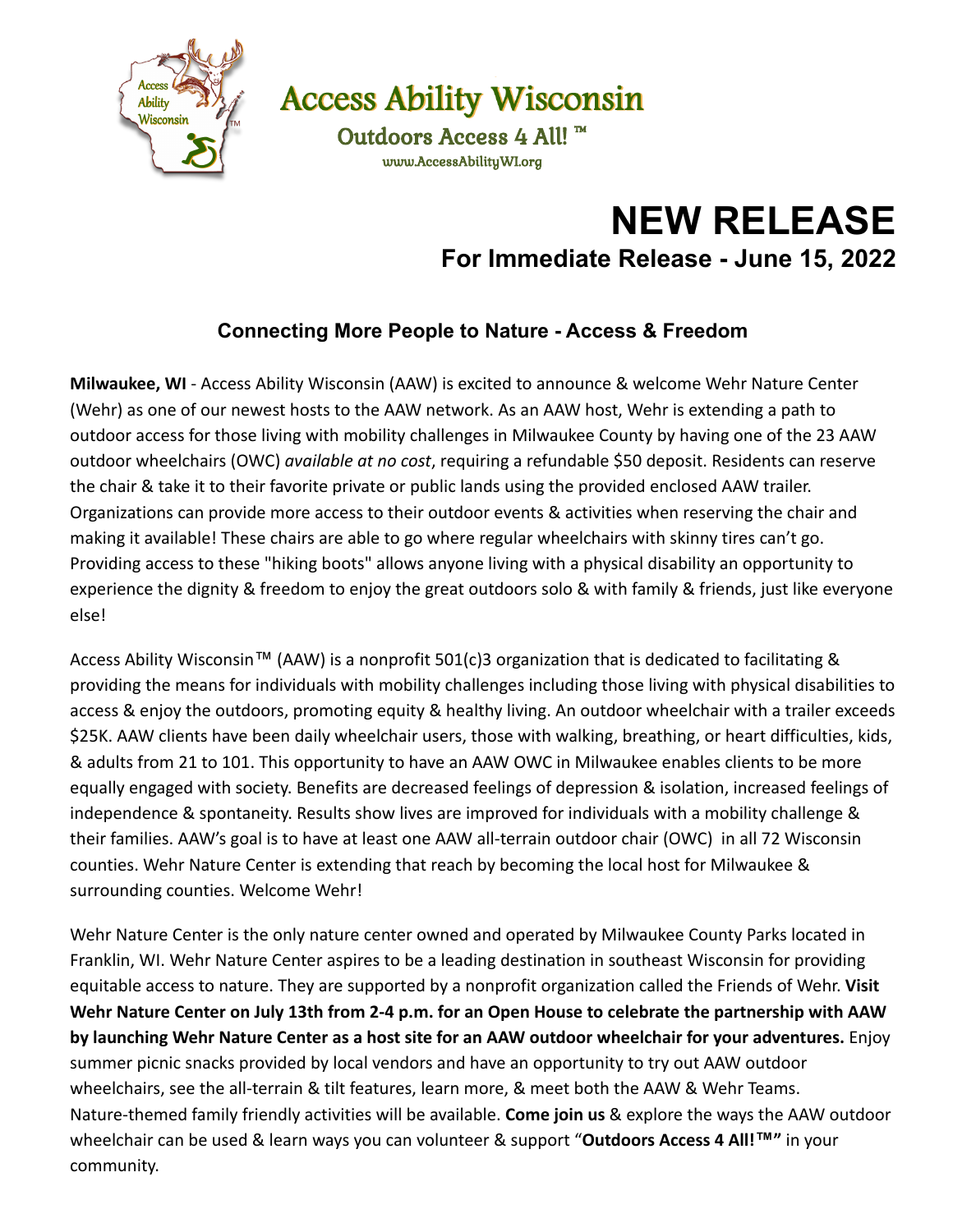# Access Ability Wisconsin

Outdoors Access 4 All! ™

www.AccessAbilityWI.org

# NEW RELEASE

## For Immediate Release - June 15, 2022

### Connecting More People to Nature - Access & Freedom

**Milwaukee, WI** - Access Ability Wisconsin (AAW) is excited to announce & welcome Wehr Nature Center (Wehr) as one of our newest hosts to the AAW network. As an AAW host, Wehr is extending a path to outdoor access for those living with mobility challenges in Milwaukee County by having one of the 23 AAW outdoor wheelchairs (OWC) *available at no cost*, requiring a refundable $50 deposit. Residents can reserve the chair & take it to their favorite private or public lands using the provided enclosed AAW trailer. Organizations can provide more access to their outdoor events & activities when reserving the chair and making it available! These chairs are able to go where regular wheelchairs with skinny tires can't go. Providing access to these "hiking boots" allows anyone living with a physical disability an opportunity to experience the dignity & freedom to enjoy the great outdoors solo & with family & friends, just like everyone else!

Access Ability Wisconsin™ (AAW) is a nonprofit 501(c)3 organization that is dedicated to facilitating & providing the means for individuals with mobility challenges including those living with physical disabilities to access & enjoy the outdoors, promoting equity & healthy living. An outdoor wheelchair with a trailer exceeds $25K. AAW clients have been daily wheelchair users, those with walking, breathing, or heart difficulties, kids, & adults from 21 to 101. This opportunity to have an AAW OWC in Milwaukee enables clients to be more equally engaged with society. Benefits are decreased feelings of depression & isolation, increased feelings of independence & spontaneity. Results show lives are improved for individuals with a mobility challenge & their families. AAW's goal is to have at least one AAW all-terrain outdoor chair (OWC) in all 72 Wisconsin counties. Wehr Nature Center is extending that reach by becoming the local host for Milwaukee & surrounding counties. Welcome Wehr!

Wehr Nature Center is the only nature center owned and operated by Milwaukee County Parks located in Franklin, WI. Wehr Nature Center aspires to be a leading destination in southeast Wisconsin for providing equitable access to nature. They are supported by a nonprofit organization called the Friends of Wehr. **Visit Wehr Nature Center on July 13th from 2-4 p.m. for an Open House to celebrate the partnership with AAW by launching Wehr Nature Center as a host site for an AAW outdoor wheelchair for your adventures.** Enjoy summer picnic snacks provided by local vendors and have an opportunity to try out AAW outdoor wheelchairs, see the all-terrain & tilt features, learn more, & meet both the AAW & Wehr Teams. Nature-themed family friendly activities will be available. **Come join us** & explore the ways the AAW outdoor wheelchair can be used & learn ways you can volunteer & support "**Outdoors Access 4 All!™"** in your community.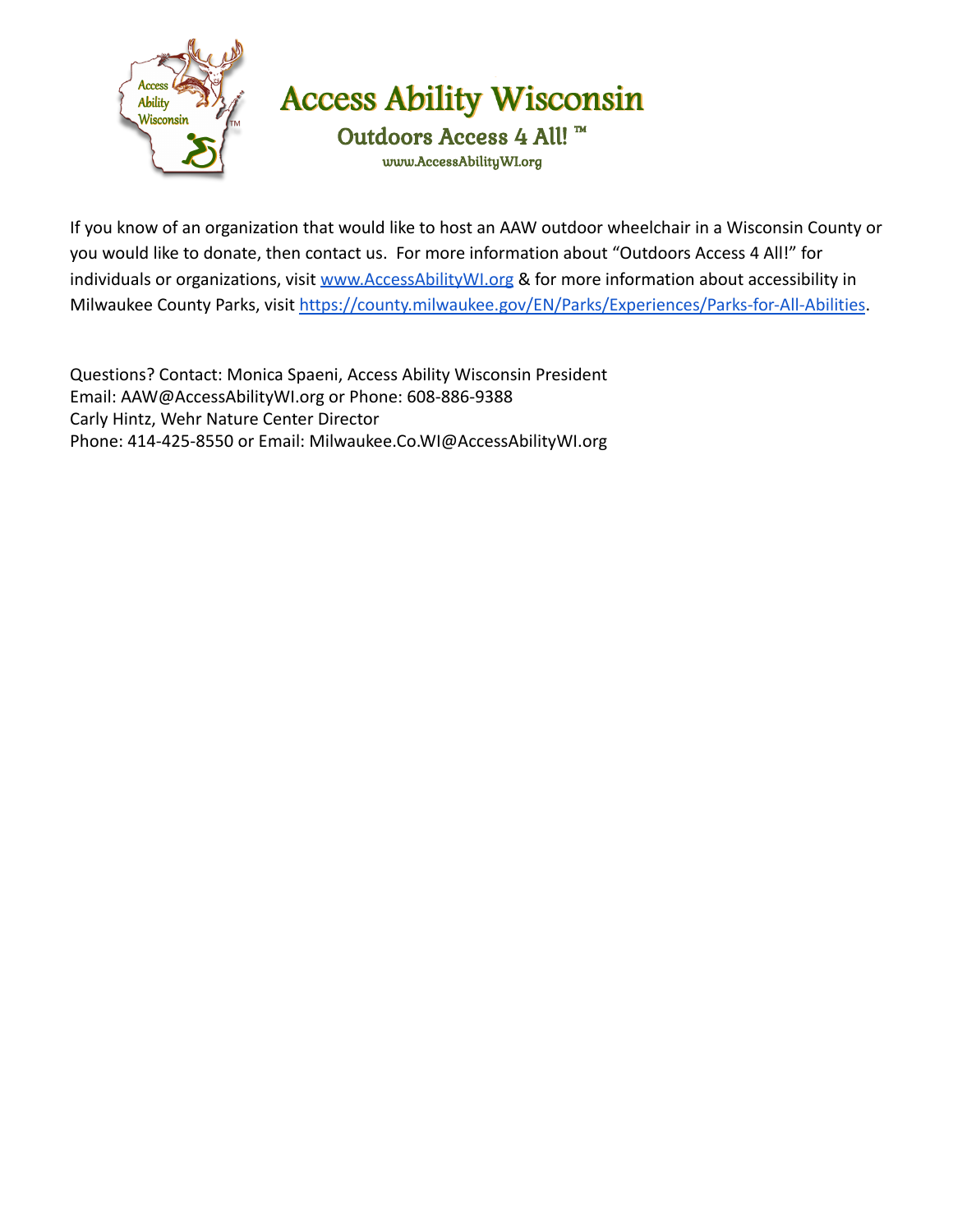# Access Ability Wisconsin

Outdoors Access 4 All! ™

www.AccessAbilityWI.org

If you know of an organization that would like to host an AAW outdoor wheelchair in a Wisconsin County or you would like to donate, then contact us. For more information about "Outdoors Access 4 All!" for individuals or organizations, visit www.AccessAbilityWI.org & for more information about accessibility in Milwaukee County Parks, visit https://county.milwaukee.gov/EN/Parks/Experiences/Parks-for-All-Abilities.

Questions? Contact: Monica Spaeni, Access Ability Wisconsin President
Email: AAW@AccessAbilityWI.org or Phone: 608-886-9388
Carly Hintz, Wehr Nature Center Director
Phone: 414-425-8550 or Email: Milwaukee.Co.WI@AccessAbilityWI.org